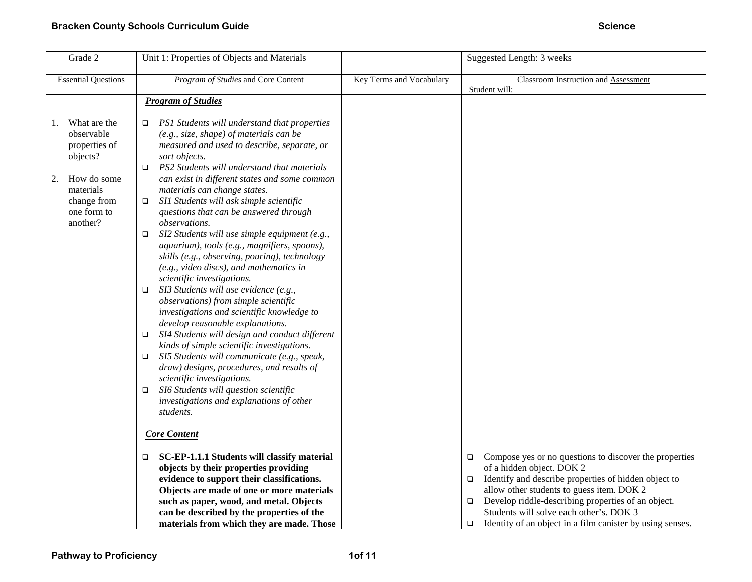| Grade 2 | Unit 1: Properties of Objects and Materials | | Suggested Length: 3 weeks |
|---|---|---|---|
| Essential Questions | *Program of Studies* and Core Content | Key Terms and Vocabulary | Classroom Instruction and Assessment<br>Student will: |
| 1. What are the observable properties of objects?<br><br>2. How do some materials change from one form to another? | ***Program of Studies***<br><br>❑ *PS1 Students will understand that properties (e.g., size, shape) of materials can be measured and used to describe, separate, or sort objects.*<br>❑ *PS2 Students will understand that materials can exist in different states and some common materials can change states.*<br>❑ *SI1 Students will ask simple scientific questions that can be answered through observations.*<br>❑ *SI2 Students will use simple equipment (e.g., aquarium), tools (e.g., magnifiers, spoons), skills (e.g., observing, pouring), technology (e.g., video discs), and mathematics in scientific investigations.*<br>❑ *SI3 Students will use evidence (e.g., observations) from simple scientific investigations and scientific knowledge to develop reasonable explanations.*<br>❑ *SI4 Students will design and conduct different kinds of simple scientific investigations.*<br>❑ *SI5 Students will communicate (e.g., speak, draw) designs, procedures, and results of scientific investigations.*<br>❑ *SI6 Students will question scientific investigations and explanations of other students.*<br><br>***Core Content***<br><br>❑ **SC-EP-1.1.1 Students will classify material objects by their properties providing evidence to support their classifications. Objects are made of one or more materials such as paper, wood, and metal. Objects can be described by the properties of the materials from which they are made. Those** | | ❑ Compose yes or no questions to discover the properties of a hidden object. DOK 2<br>❑ Identify and describe properties of hidden object to allow other students to guess item. DOK 2<br>❑ Develop riddle-describing properties of an object. Students will solve each other's. DOK 3<br>❑ Identity of an object in a film canister by using senses. |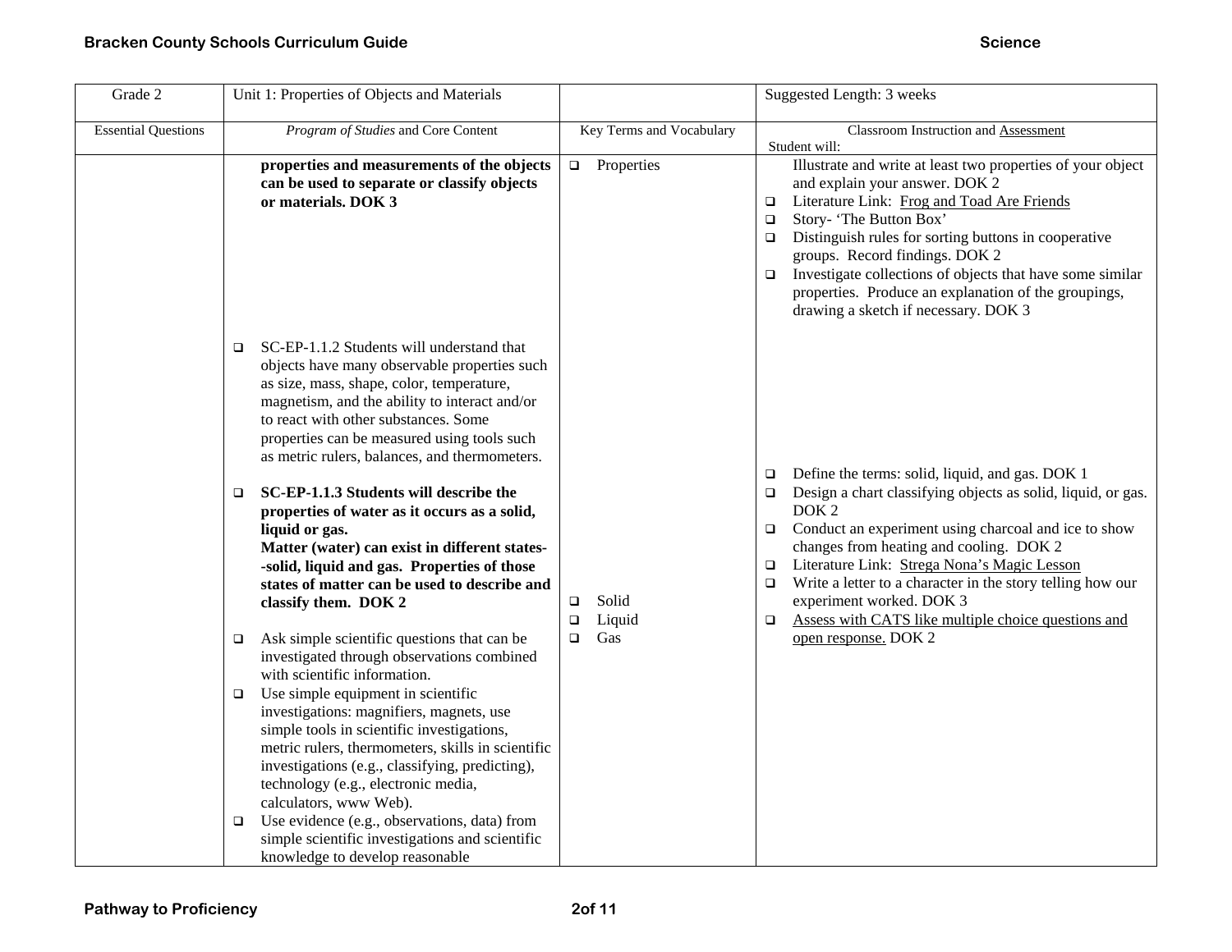| Grade 2 | Unit 1: Properties of Objects and Materials | | Suggested Length: 3 weeks |
|---|---|---|---|
| Essential Questions | *Program of Studies* and Core Content | Key Terms and Vocabulary | Classroom Instruction and Assessment<br>Student will: |
| | **properties and measurements of the objects can be used to separate or classify objects or materials. DOK 3** | ❑ Properties | Illustrate and write at least two properties of your object and explain your answer. DOK 2<br>❑ Literature Link: Frog and Toad Are Friends<br>❑ Story- 'The Button Box'<br>❑ Distinguish rules for sorting buttons in cooperative groups. Record findings. DOK 2<br>❑ Investigate collections of objects that have some similar properties. Produce an explanation of the groupings, drawing a sketch if necessary. DOK 3 |
| | ❑ SC-EP-1.1.2 Students will understand that objects have many observable properties such as size, mass, shape, color, temperature, magnetism, and the ability to interact and/or to react with other substances. Some properties can be measured using tools such as metric rulers, balances, and thermometers.<br>❑ **SC-EP-1.1.3 Students will describe the properties of water as it occurs as a solid, liquid or gas.**<br>**Matter (water) can exist in different states--solid, liquid and gas. Properties of those states of matter can be used to describe and classify them. DOK 2**<br>❑ Ask simple scientific questions that can be investigated through observations combined with scientific information.<br>❑ Use simple equipment in scientific investigations: magnifiers, magnets, use simple tools in scientific investigations, metric rulers, thermometers, skills in scientific investigations (e.g., classifying, predicting), technology (e.g., electronic media, calculators, www Web).<br>❑ Use evidence (e.g., observations, data) from simple scientific investigations and scientific knowledge to develop reasonable | ❑ Solid<br>❑ Liquid<br>❑ Gas | ❑ Define the terms: solid, liquid, and gas. DOK 1<br>❑ Design a chart classifying objects as solid, liquid, or gas. DOK 2<br>❑ Conduct an experiment using charcoal and ice to show changes from heating and cooling. DOK 2<br>❑ Literature Link: Strega Nona's Magic Lesson<br>❑ Write a letter to a character in the story telling how our experiment worked. DOK 3<br>❑ Assess with CATS like multiple choice questions and open response. DOK 2 |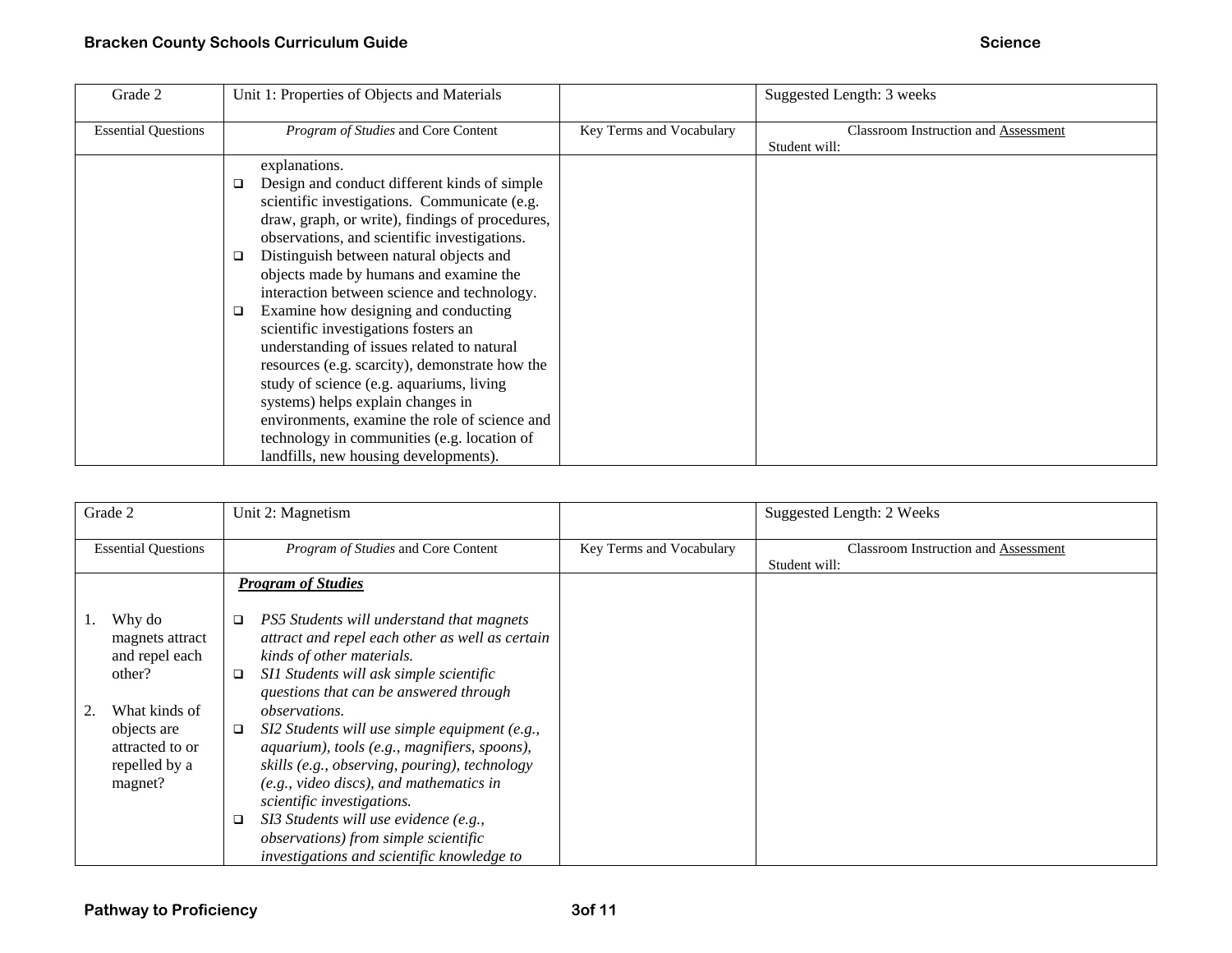| Grade 2 | Unit 1: Properties of Objects and Materials | | Suggested Length: 3 weeks |
|---|---|---|---|
| Essential Questions | *Program of Studies* and Core Content | Key Terms and Vocabulary | Classroom Instruction and Assessment<br>Student will: |
| | explanations.<br>❑ Design and conduct different kinds of simple scientific investigations. Communicate (e.g. draw, graph, or write), findings of procedures, observations, and scientific investigations.<br>❑ Distinguish between natural objects and objects made by humans and examine the interaction between science and technology.<br>❑ Examine how designing and conducting scientific investigations fosters an understanding of issues related to natural resources (e.g. scarcity), demonstrate how the study of science (e.g. aquariums, living systems) helps explain changes in environments, examine the role of science and technology in communities (e.g. location of landfills, new housing developments). | | |

| Grade 2 | Unit 2: Magnetism | | Suggested Length: 2 Weeks |
|---|---|---|---|
| Essential Questions | *Program of Studies* and Core Content | Key Terms and Vocabulary | Classroom Instruction and Assessment<br>Student will: |
| 1. Why do magnets attract and repel each other?<br><br>2. What kinds of objects are attracted to or repelled by a magnet? | ***Program of Studies***<br><br>❑ *PS5 Students will understand that magnets attract and repel each other as well as certain kinds of other materials.*<br>❑ *SI1 Students will ask simple scientific questions that can be answered through observations.*<br>❑ *SI2 Students will use simple equipment (e.g., aquarium), tools (e.g., magnifiers, spoons), skills (e.g., observing, pouring), technology (e.g., video discs), and mathematics in scientific investigations.*<br>❑ *SI3 Students will use evidence (e.g., observations) from simple scientific investigations and scientific knowledge to* | | |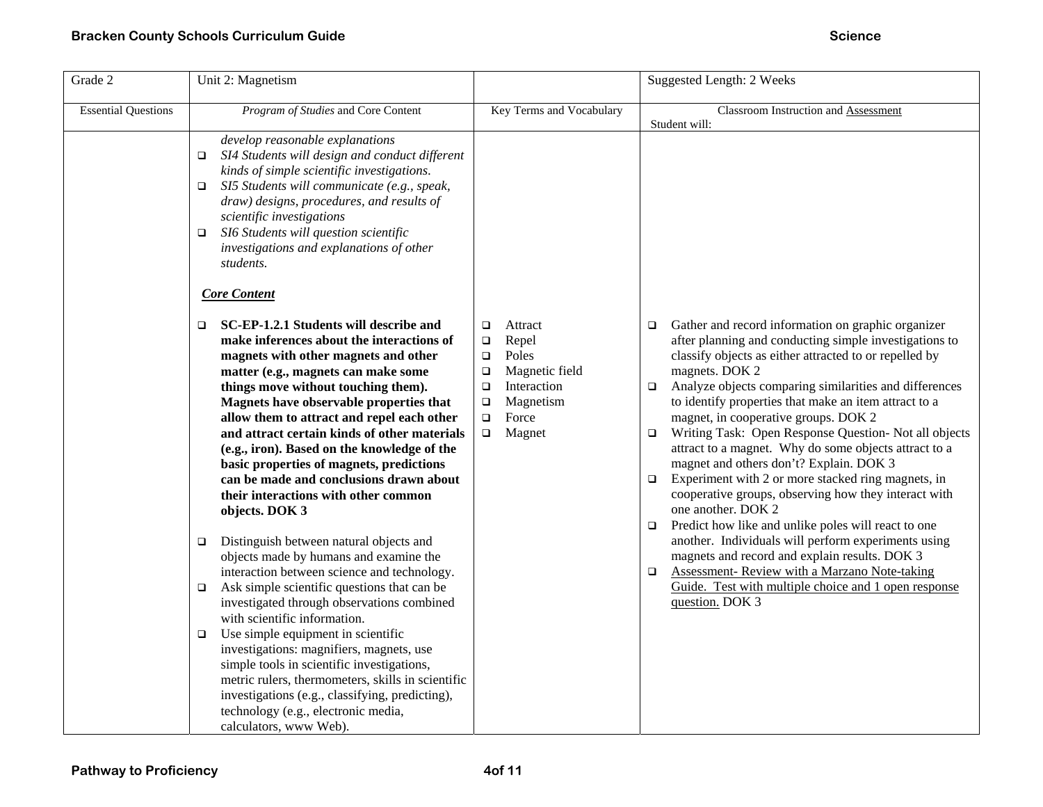| Grade 2 | Unit 2: Magnetism | | Suggested Length: 2 Weeks |
|---|---|---|---|
| Essential Questions | *Program of Studies* and Core Content | Key Terms and Vocabulary | Classroom Instruction and Assessment<br>Student will: |
| | *develop reasonable explanations*<br>❑ *SI4 Students will design and conduct different kinds of simple scientific investigations.*<br>❑ *SI5 Students will communicate (e.g., speak, draw) designs, procedures, and results of scientific investigations*<br>❑ *SI6 Students will question scientific investigations and explanations of other students.*<br><br>***Core Content***<br><br>❑ **SC-EP-1.2.1 Students will describe and make inferences about the interactions of magnets with other magnets and other matter (e.g., magnets can make some things move without touching them). Magnets have observable properties that allow them to attract and repel each other and attract certain kinds of other materials (e.g., iron). Based on the knowledge of the basic properties of magnets, predictions can be made and conclusions drawn about their interactions with other common objects. DOK 3**<br><br>❑ Distinguish between natural objects and objects made by humans and examine the interaction between science and technology.<br>❑ Ask simple scientific questions that can be investigated through observations combined with scientific information.<br>❑ Use simple equipment in scientific investigations: magnifiers, magnets, use simple tools in scientific investigations, metric rulers, thermometers, skills in scientific investigations (e.g., classifying, predicting), technology (e.g., electronic media, calculators, www Web). | ❑ Attract<br>❑ Repel<br>❑ Poles<br>❑ Magnetic field<br>❑ Interaction<br>❑ Magnetism<br>❑ Force<br>❑ Magnet | ❑ Gather and record information on graphic organizer after planning and conducting simple investigations to classify objects as either attracted to or repelled by magnets. DOK 2<br>❑ Analyze objects comparing similarities and differences to identify properties that make an item attract to a magnet, in cooperative groups. DOK 2<br>❑ Writing Task: Open Response Question- Not all objects attract to a magnet. Why do some objects attract to a magnet and others don't? Explain. DOK 3<br>❑ Experiment with 2 or more stacked ring magnets, in cooperative groups, observing how they interact with one another. DOK 2<br>❑ Predict how like and unlike poles will react to one another. Individuals will perform experiments using magnets and record and explain results. DOK 3<br>❑ <u>Assessment- Review with a Marzano Note-taking Guide. Test with multiple choice and 1 open response question.</u> DOK 3 |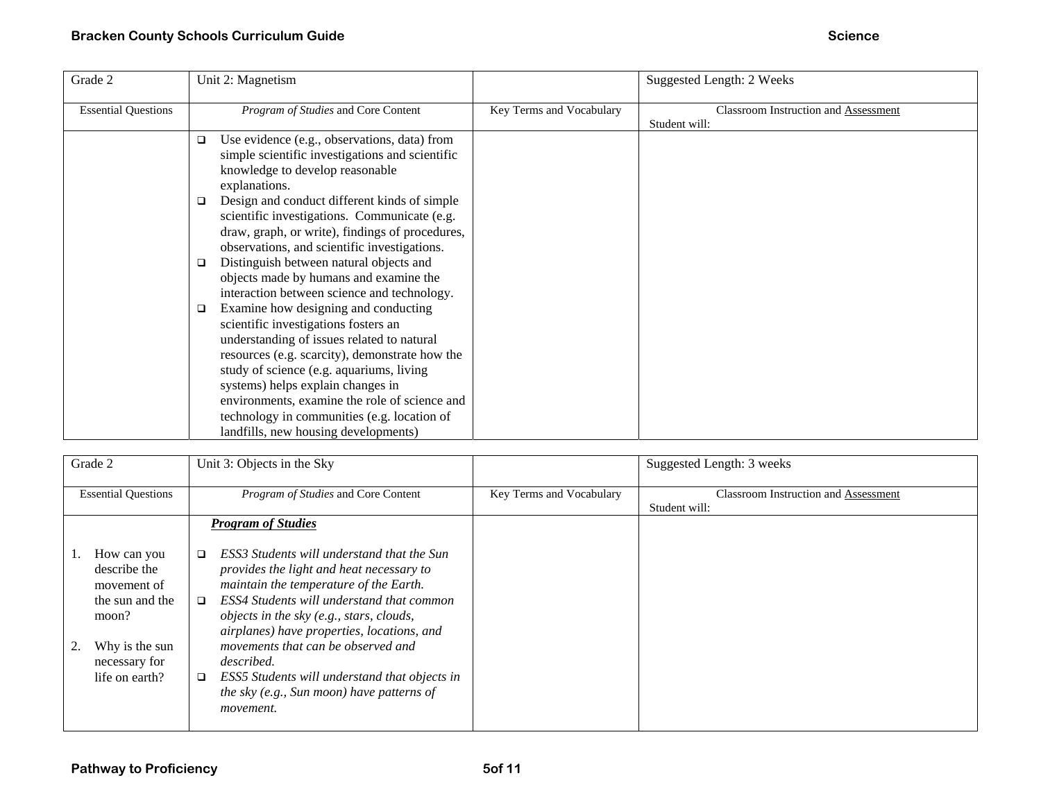| Grade 2 | Unit 2: Magnetism | | Suggested Length: 2 Weeks |
|---|---|---|---|
| Essential Questions | *Program of Studies* and Core Content | Key Terms and Vocabulary | Classroom Instruction and Assessment<br>Student will: |
| | ❑ Use evidence (e.g., observations, data) from simple scientific investigations and scientific knowledge to develop reasonable explanations.<br>❑ Design and conduct different kinds of simple scientific investigations. Communicate (e.g. draw, graph, or write), findings of procedures, observations, and scientific investigations.<br>❑ Distinguish between natural objects and objects made by humans and examine the interaction between science and technology.<br>❑ Examine how designing and conducting scientific investigations fosters an understanding of issues related to natural resources (e.g. scarcity), demonstrate how the study of science (e.g. aquariums, living systems) helps explain changes in environments, examine the role of science and technology in communities (e.g. location of landfills, new housing developments) | | |

| Grade 2 | Unit 3: Objects in the Sky | | Suggested Length: 3 weeks |
|---|---|---|---|
| Essential Questions | *Program of Studies* and Core Content | Key Terms and Vocabulary | Classroom Instruction and Assessment<br>Student will: |
| 1. How can you describe the movement of the sun and the moon?<br>2. Why is the sun necessary for life on earth? | ***Program of Studies***<br>❑ *ESS3 Students will understand that the Sun provides the light and heat necessary to maintain the temperature of the Earth.*<br>❑ *ESS4 Students will understand that common objects in the sky (e.g., stars, clouds, airplanes) have properties, locations, and movements that can be observed and described.*<br>❑ *ESS5 Students will understand that objects in the sky (e.g., Sun moon) have patterns of movement.* | | |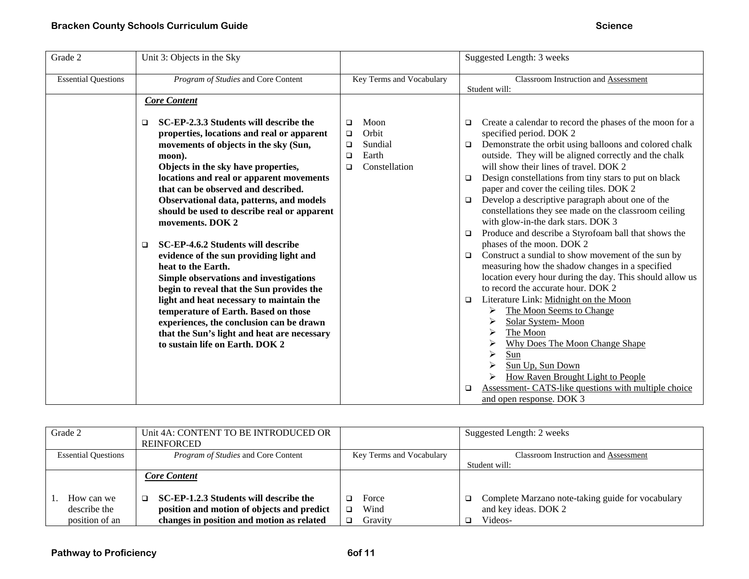| Grade 2 | Unit 3: Objects in the Sky | | Suggested Length: 3 weeks |
|---|---|---|---|
| Essential Questions | *Program of Studies* and Core Content | Key Terms and Vocabulary | Classroom Instruction and Assessment<br>Student will: |
| | ***Core Content***<br><br>❑ **SC-EP-2.3.3 Students will describe the properties, locations and real or apparent movements of objects in the sky (Sun, moon).**<br>**Objects in the sky have properties, locations and real or apparent movements that can be observed and described. Observational data, patterns, and models should be used to describe real or apparent movements. DOK 2**<br><br>❑ **SC-EP-4.6.2 Students will describe evidence of the sun providing light and heat to the Earth.**<br>**Simple observations and investigations begin to reveal that the Sun provides the light and heat necessary to maintain the temperature of Earth. Based on those experiences, the conclusion can be drawn that the Sun's light and heat are necessary to sustain life on Earth. DOK 2** | ❑ Moon<br>❑ Orbit<br>❑ Sundial<br>❑ Earth<br>❑ Constellation | ❑ Create a calendar to record the phases of the moon for a specified period. DOK 2<br>❑ Demonstrate the orbit using balloons and colored chalk outside. They will be aligned correctly and the chalk will show their lines of travel. DOK 2<br>❑ Design constellations from tiny stars to put on black paper and cover the ceiling tiles. DOK 2<br>❑ Develop a descriptive paragraph about one of the constellations they see made on the classroom ceiling with glow-in-the dark stars. DOK 3<br>❑ Produce and describe a Styrofoam ball that shows the phases of the moon. DOK 2<br>❑ Construct a sundial to show movement of the sun by measuring how the shadow changes in a specified location every hour during the day. This should allow us to record the accurate hour. DOK 2<br>❑ Literature Link: Midnight on the Moon<br>➢ The Moon Seems to Change<br>➢ Solar System- Moon<br>➢ The Moon<br>➢ Why Does The Moon Change Shape<br>➢ Sun<br>➢ Sun Up, Sun Down<br>➢ How Raven Brought Light to People<br>❑ Assessment- CATS-like questions with multiple choice and open response. DOK 3 |

| Grade 2 | Unit 4A: CONTENT TO BE INTRODUCED OR REINFORCED | | Suggested Length: 2 weeks |
|---|---|---|---|
| Essential Questions | *Program of Studies* and Core Content | Key Terms and Vocabulary | Classroom Instruction and Assessment<br>Student will: |
| 1. How can we describe the position of an | ***Core Content***<br><br>❑ **SC-EP-1.2.3 Students will describe the position and motion of objects and predict changes in position and motion as related** | ❑ Force<br>❑ Wind<br>❑ Gravity | ❑ Complete Marzano note-taking guide for vocabulary and key ideas. DOK 2<br>❑ Videos- |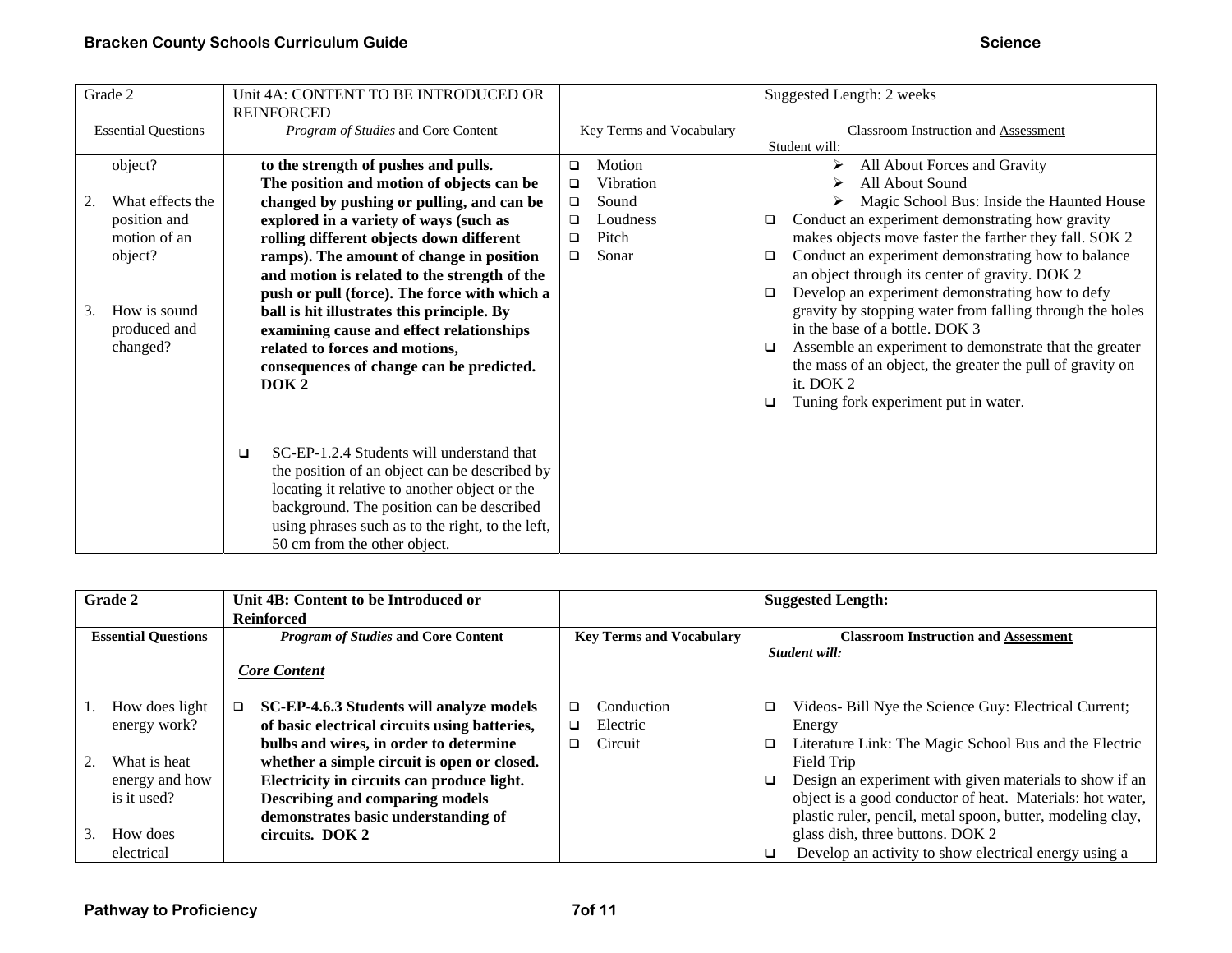| Grade 2 | Unit 4A: CONTENT TO BE INTRODUCED OR REINFORCED | | Suggested Length: 2 weeks |
|---|---|---|---|
| Essential Questions | *Program of Studies* and Core Content | Key Terms and Vocabulary | Classroom Instruction and Assessment<br>Student will: |
| object?<br><br>2. What effects the position and motion of an object?<br><br>3. How is sound produced and changed? | **to the strength of pushes and pulls. The position and motion of objects can be changed by pushing or pulling, and can be explored in a variety of ways (such as rolling different objects down different ramps). The amount of change in position and motion is related to the strength of the push or pull (force). The force with which a ball is hit illustrates this principle. By examining cause and effect relationships related to forces and motions, consequences of change can be predicted. DOK 2**<br><br>❑ SC-EP-1.2.4 Students will understand that the position of an object can be described by locating it relative to another object or the background. The position can be described using phrases such as to the right, to the left, 50 cm from the other object. | ❑ Motion<br>❑ Vibration<br>❑ Sound<br>❑ Loudness<br>❑ Pitch<br>❑ Sonar | ➢ All About Forces and Gravity<br>➢ All About Sound<br>➢ Magic School Bus: Inside the Haunted House<br>❑ Conduct an experiment demonstrating how gravity makes objects move faster the farther they fall. SOK 2<br>❑ Conduct an experiment demonstrating how to balance an object through its center of gravity. DOK 2<br>❑ Develop an experiment demonstrating how to defy gravity by stopping water from falling through the holes in the base of a bottle. DOK 3<br>❑ Assemble an experiment to demonstrate that the greater the mass of an object, the greater the pull of gravity on it. DOK 2<br>❑ Tuning fork experiment put in water. |

| **Grade 2** | **Unit 4B: Content to be Introduced or Reinforced** | | **Suggested Length:** |
|---|---|---|---|
| **Essential Questions** | ***Program of Studies* and Core Content** | **Key Terms and Vocabulary** | **Classroom Instruction and Assessment**<br>***Student will:*** |
| 1. How does light energy work?<br><br>2. What is heat energy and how is it used?<br><br>3. How does electrical | ***Core Content***<br><br>❑ **SC-EP-4.6.3 Students will analyze models of basic electrical circuits using batteries, bulbs and wires, in order to determine whether a simple circuit is open or closed. Electricity in circuits can produce light. Describing and comparing models demonstrates basic understanding of circuits. DOK 2** | ❑ Conduction<br>❑ Electric<br>❑ Circuit | ❑ Videos- Bill Nye the Science Guy: Electrical Current; Energy<br>❑ Literature Link: The Magic School Bus and the Electric Field Trip<br>❑ Design an experiment with given materials to show if an object is a good conductor of heat. Materials: hot water, plastic ruler, pencil, metal spoon, butter, modeling clay, glass dish, three buttons. DOK 2<br>❑ Develop an activity to show electrical energy using a |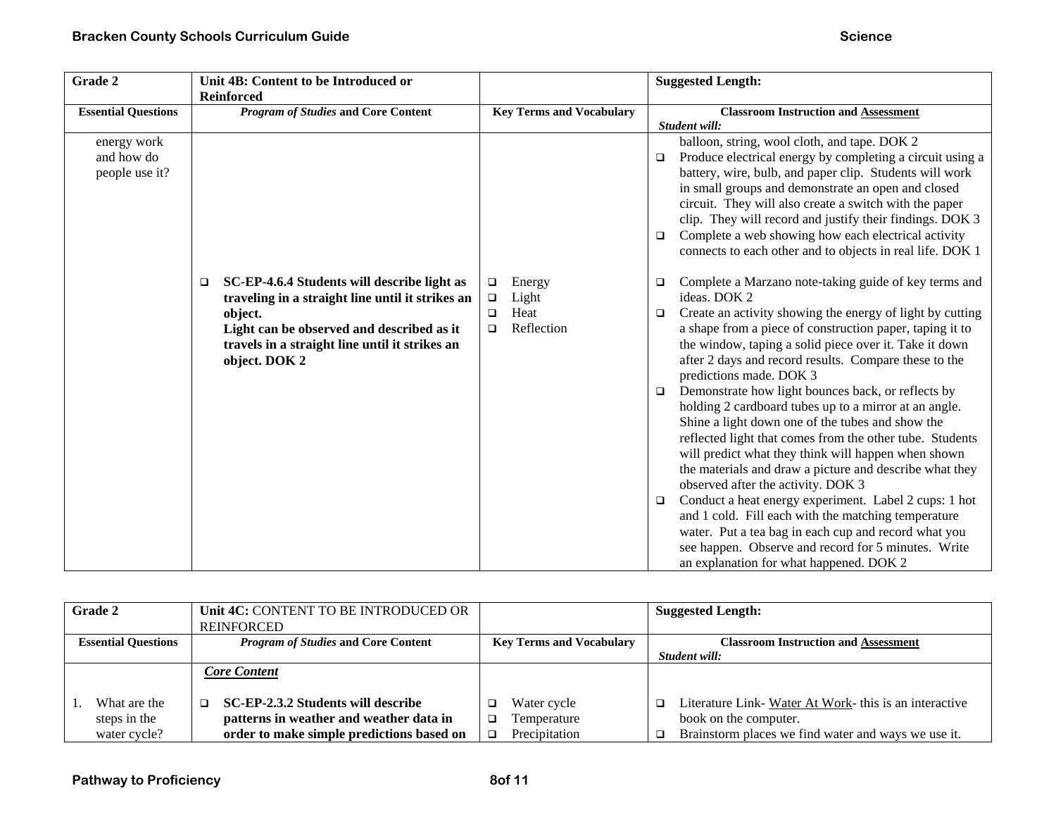| Grade 2 | Unit 4B: Content to be Introduced or Reinforced | | Suggested Length: |
|---|---|---|---|
| **Essential Questions** | ***Program of Studies* and Core Content** | **Key Terms and Vocabulary** | **Classroom Instruction and Assessment** *Student will:* |
| energy work and how do people use it? | | | balloon, string, wool cloth, and tape. DOK 2<br>❑ Produce electrical energy by completing a circuit using a battery, wire, bulb, and paper clip. Students will work in small groups and demonstrate an open and closed circuit. They will also create a switch with the paper clip. They will record and justify their findings. DOK 3<br>❑ Complete a web showing how each electrical activity connects to each other and to objects in real life. DOK 1 |
| | ❑ **SC-EP-4.6.4 Students will describe light as traveling in a straight line until it strikes an object.**<br>**Light can be observed and described as it travels in a straight line until it strikes an object. DOK 2** | ❑ Energy<br>❑ Light<br>❑ Heat<br>❑ Reflection | ❑ Complete a Marzano note-taking guide of key terms and ideas. DOK 2<br>❑ Create an activity showing the energy of light by cutting a shape from a piece of construction paper, taping it to the window, taping a solid piece over it. Take it down after 2 days and record results. Compare these to the predictions made. DOK 3<br>❑ Demonstrate how light bounces back, or reflects by holding 2 cardboard tubes up to a mirror at an angle. Shine a light down one of the tubes and show the reflected light that comes from the other tube. Students will predict what they think will happen when shown the materials and draw a picture and describe what they observed after the activity. DOK 3<br>❑ Conduct a heat energy experiment. Label 2 cups: 1 hot and 1 cold. Fill each with the matching temperature water. Put a tea bag in each cup and record what you see happen. Observe and record for 5 minutes. Write an explanation for what happened. DOK 2 |

| Grade 2 | Unit 4C: CONTENT TO BE INTRODUCED OR REINFORCED | | Suggested Length: |
|---|---|---|---|
| **Essential Questions** | ***Program of Studies* and Core Content** | **Key Terms and Vocabulary** | **Classroom Instruction and Assessment** *Student will:* |
| | ***Core Content*** | | |
| 1. What are the steps in the water cycle? | ❑ **SC-EP-2.3.2 Students will describe patterns in weather and weather data in order to make simple predictions based on** | ❑ Water cycle<br>❑ Temperature<br>❑ Precipitation | ❑ Literature Link- Water At Work- this is an interactive book on the computer.<br>❑ Brainstorm places we find water and ways we use it. |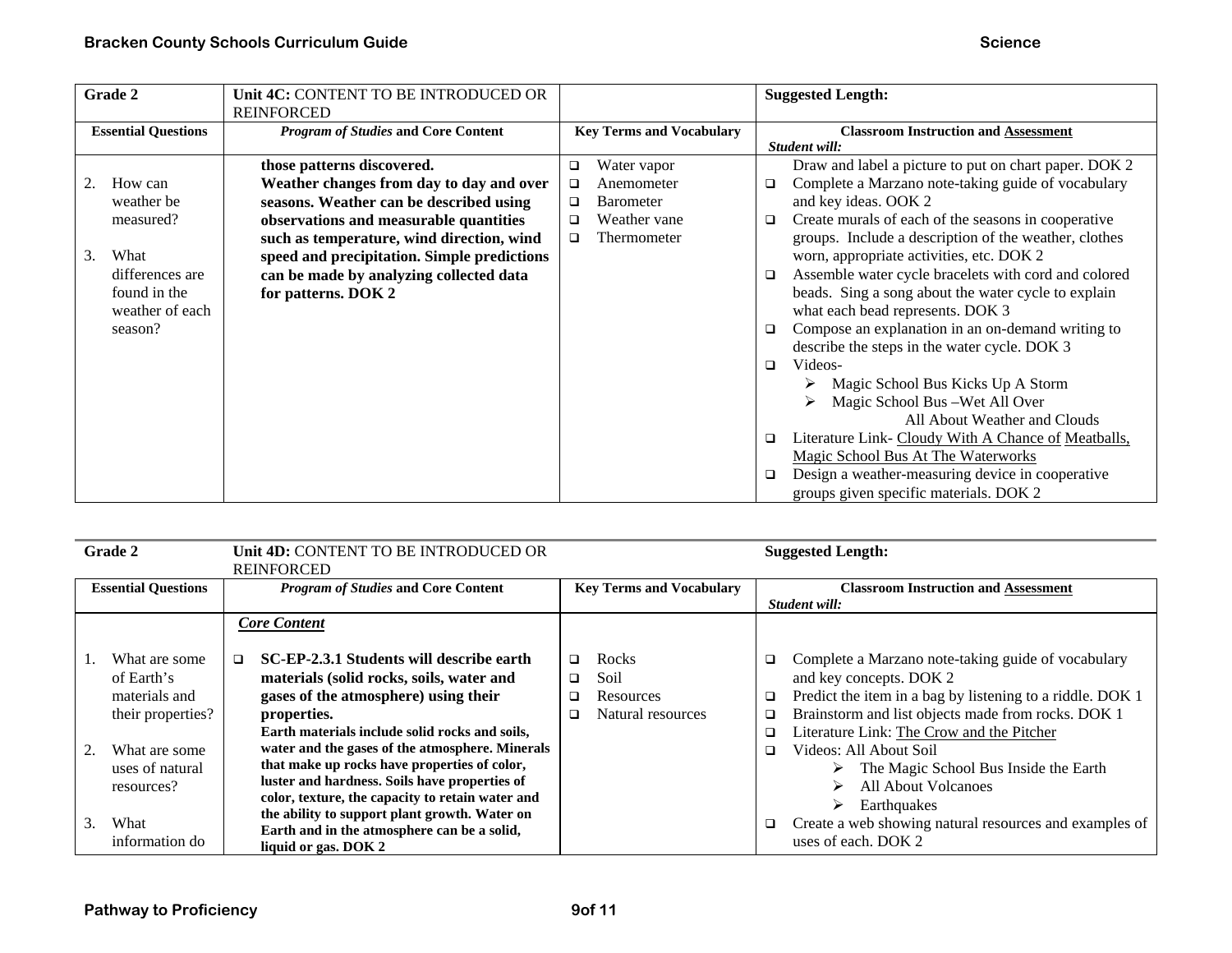| Grade 2 | Unit 4C: CONTENT TO BE INTRODUCED OR REINFORCED | | Suggested Length: |
|---|---|---|---|
| **Essential Questions** | ***Program of Studies* and Core Content** | **Key Terms and Vocabulary** | **Classroom Instruction and Assessment** *Student will:* |
| 2. How can weather be measured?<br><br>3. What differences are found in the weather of each season? | **those patterns discovered.**<br>**Weather changes from day to day and over seasons. Weather can be described using observations and measurable quantities such as temperature, wind direction, wind speed and precipitation. Simple predictions can be made by analyzing collected data for patterns. DOK 2** | ❑ Water vapor<br>❑ Anemometer<br>❑ Barometer<br>❑ Weather vane<br>❑ Thermometer | Draw and label a picture to put on chart paper. DOK 2<br>❑ Complete a Marzano note-taking guide of vocabulary and key ideas. OOK 2<br>❑ Create murals of each of the seasons in cooperative groups. Include a description of the weather, clothes worn, appropriate activities, etc. DOK 2<br>❑ Assemble water cycle bracelets with cord and colored beads. Sing a song about the water cycle to explain what each bead represents. DOK 3<br>❑ Compose an explanation in an on-demand writing to describe the steps in the water cycle. DOK 3<br>❑ Videos-<br>➢ Magic School Bus Kicks Up A Storm<br>➢ Magic School Bus –Wet All Over<br>All About Weather and Clouds<br>❑ Literature Link- Cloudy With A Chance of Meatballs, Magic School Bus At The Waterworks<br>❑ Design a weather-measuring device in cooperative groups given specific materials. DOK 2 |

| Grade 2 | Unit 4D: CONTENT TO BE INTRODUCED OR REINFORCED | | Suggested Length: |
|---|---|---|---|
| **Essential Questions** | ***Program of Studies* and Core Content** | **Key Terms and Vocabulary** | **Classroom Instruction and Assessment** *Student will:* |
| 1. What are some of Earth's materials and their properties?<br><br>2. What are some uses of natural resources?<br><br>3. What information do | ***Core Content***<br><br>❑ **SC-EP-2.3.1 Students will describe earth materials (solid rocks, soils, water and gases of the atmosphere) using their properties.**<br>**Earth materials include solid rocks and soils, water and the gases of the atmosphere. Minerals that make up rocks have properties of color, luster and hardness. Soils have properties of color, texture, the capacity to retain water and the ability to support plant growth. Water on Earth and in the atmosphere can be a solid, liquid or gas. DOK 2** | ❑ Rocks<br>❑ Soil<br>❑ Resources<br>❑ Natural resources | ❑ Complete a Marzano note-taking guide of vocabulary and key concepts. DOK 2<br>❑ Predict the item in a bag by listening to a riddle. DOK 1<br>❑ Brainstorm and list objects made from rocks. DOK 1<br>❑ Literature Link: The Crow and the Pitcher<br>❑ Videos: All About Soil<br>➢ The Magic School Bus Inside the Earth<br>➢ All About Volcanoes<br>➢ Earthquakes<br>❑ Create a web showing natural resources and examples of uses of each. DOK 2 |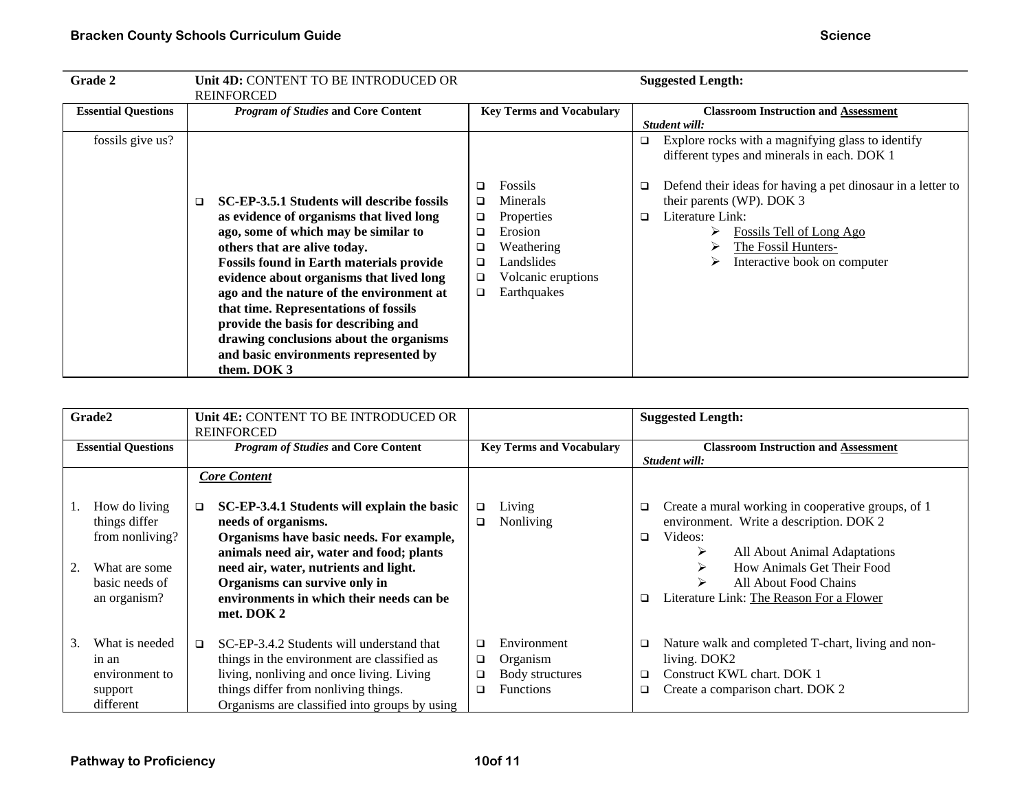| Grade 2 | **Unit 4D:** CONTENT TO BE INTRODUCED OR REINFORCED | | **Suggested Length:** |
|---|---|---|---|
| **Essential Questions** | ***Program of Studies* and Core Content** | **Key Terms and Vocabulary** | **Classroom Instruction and Assessment** *Student will:* |
| fossils give us? | ❑ **SC-EP-3.5.1 Students will describe fossils as evidence of organisms that lived long ago, some of which may be similar to others that are alive today. Fossils found in Earth materials provide evidence about organisms that lived long ago and the nature of the environment at that time. Representations of fossils provide the basis for describing and drawing conclusions about the organisms and basic environments represented by them. DOK 3** | ❑ Fossils<br>❑ Minerals<br>❑ Properties<br>❑ Erosion<br>❑ Weathering<br>❑ Landslides<br>❑ Volcanic eruptions<br>❑ Earthquakes | ❑ Explore rocks with a magnifying glass to identify different types and minerals in each. DOK 1<br>❑ Defend their ideas for having a pet dinosaur in a letter to their parents (WP). DOK 3<br>❑ Literature Link:<br>➢ Fossils Tell of Long Ago<br>➢ The Fossil Hunters-<br>➢ Interactive book on computer |

| Grade2 | **Unit 4E:** CONTENT TO BE INTRODUCED OR REINFORCED | | **Suggested Length:** |
|---|---|---|---|
| **Essential Questions** | ***Program of Studies* and Core Content** | **Key Terms and Vocabulary** | **Classroom Instruction and Assessment** *Student will:* |
| 1. How do living things differ from nonliving?<br>2. What are some basic needs of an organism? | ***Core Content***<br>❑ **SC-EP-3.4.1 Students will explain the basic needs of organisms. Organisms have basic needs. For example, animals need air, water and food; plants need air, water, nutrients and light. Organisms can survive only in environments in which their needs can be met. DOK 2** | ❑ Living<br>❑ Nonliving | ❑ Create a mural working in cooperative groups, of 1 environment. Write a description. DOK 2<br>❑ Videos:<br>➢ All About Animal Adaptations<br>➢ How Animals Get Their Food<br>➢ All About Food Chains<br>❑ Literature Link: The Reason For a Flower |
| 3. What is needed in an environment to support different | ❑ SC-EP-3.4.2 Students will understand that things in the environment are classified as living, nonliving and once living. Living things differ from nonliving things. Organisms are classified into groups by using | ❑ Environment<br>❑ Organism<br>❑ Body structures<br>❑ Functions | ❑ Nature walk and completed T-chart, living and non-living. DOK2<br>❑ Construct KWL chart. DOK 1<br>❑ Create a comparison chart. DOK 2 |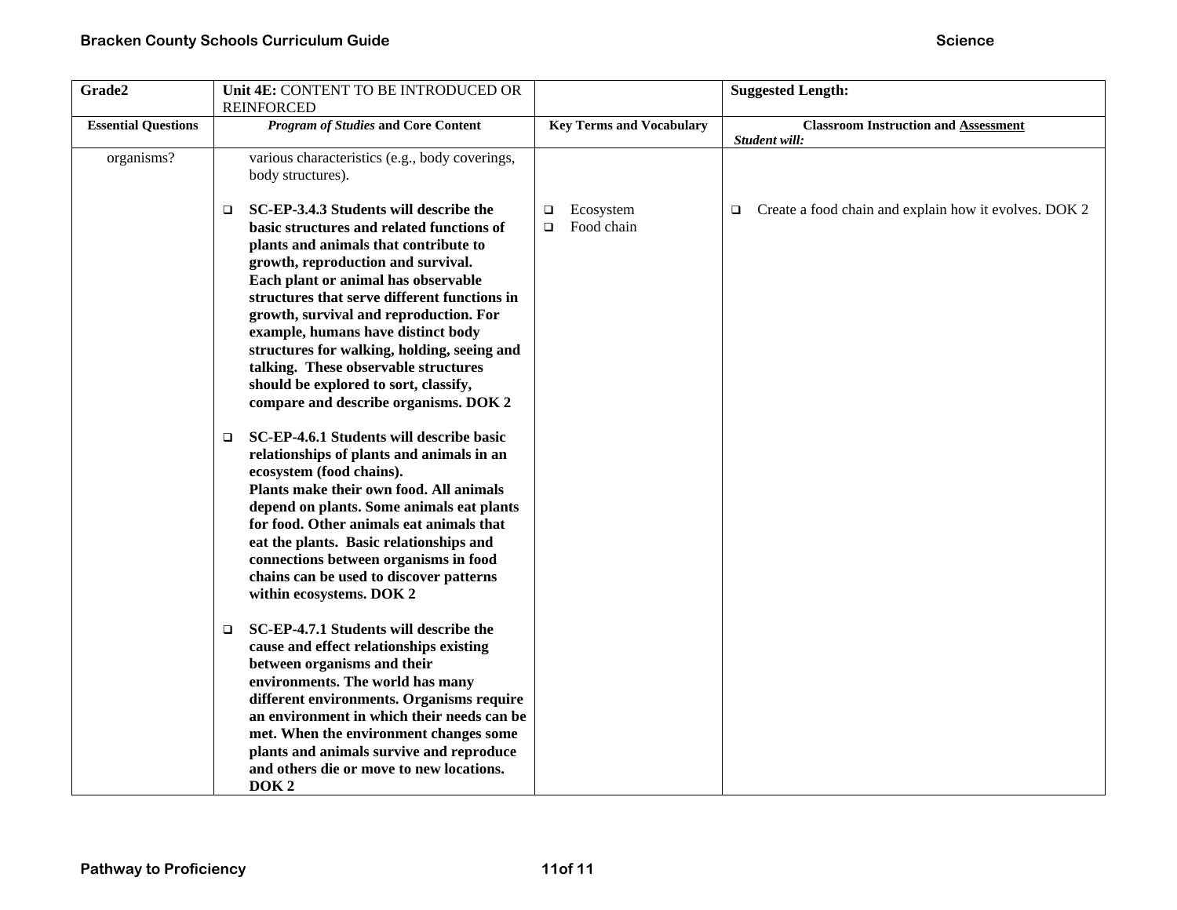| Grade2 | Unit 4E: CONTENT TO BE INTRODUCED OR REINFORCED | | Suggested Length: |
|---|---|---|---|
| **Essential Questions** | ***Program of Studies* and Core Content** | **Key Terms and Vocabulary** | **Classroom Instruction and Assessment** *Student will:* |
| organisms? | various characteristics (e.g., body coverings, body structures).<br><br>❑ **SC-EP-3.4.3 Students will describe the basic structures and related functions of plants and animals that contribute to growth, reproduction and survival. Each plant or animal has observable structures that serve different functions in growth, survival and reproduction. For example, humans have distinct body structures for walking, holding, seeing and talking. These observable structures should be explored to sort, classify, compare and describe organisms. DOK 2**<br><br>❑ **SC-EP-4.6.1 Students will describe basic relationships of plants and animals in an ecosystem (food chains). Plants make their own food. All animals depend on plants. Some animals eat plants for food. Other animals eat animals that eat the plants. Basic relationships and connections between organisms in food chains can be used to discover patterns within ecosystems. DOK 2**<br><br>❑ **SC-EP-4.7.1 Students will describe the cause and effect relationships existing between organisms and their environments. The world has many different environments. Organisms require an environment in which their needs can be met. When the environment changes some plants and animals survive and reproduce and others die or move to new locations. DOK 2** | ❑ Ecosystem<br>❑ Food chain | ❑ Create a food chain and explain how it evolves. DOK 2 |